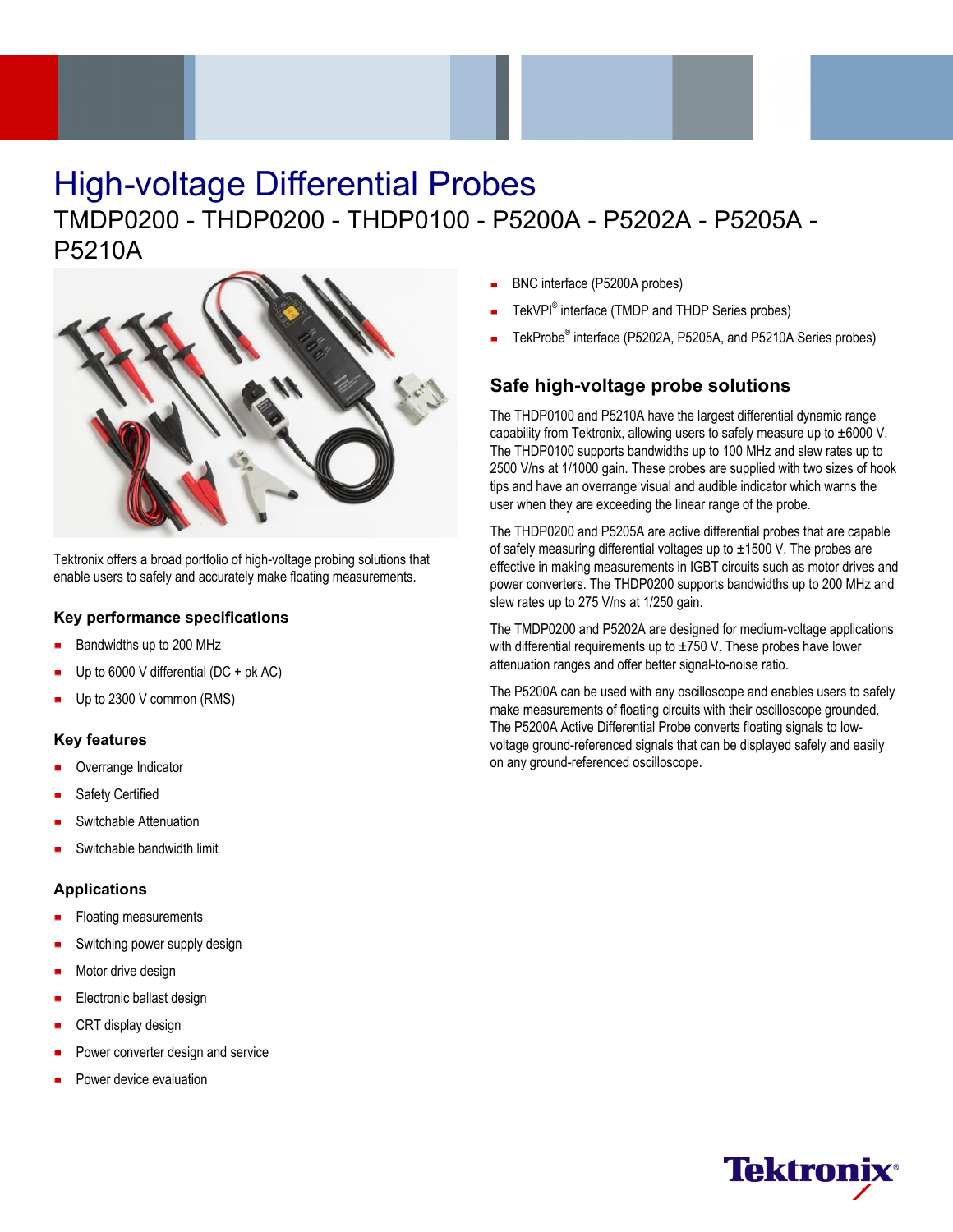# High-voltage Differential Probes

## TMDP0200 - THDP0200 - THDP0100 - P5200A - P5202A - P5205A - P5210A

Tektronix offers a broad portfolio of high-voltage probing solutions that enable users to safely and accurately make floating measurements.

### Key performance specifications

- Bandwidths up to 200 MHz
- Up to 6000 V differential (DC + pk AC)
- Up to 2300 V common (RMS)

### Key features

- Overrange Indicator
- Safety Certified
- Switchable Attenuation
- Switchable bandwidth limit

### Applications

- Floating measurements
- Switching power supply design
- Motor drive design
- Electronic ballast design
- CRT display design
- Power converter design and service
- Power device evaluation

- BNC interface (P5200A probes)
- TekVPI® interface (TMDP and THDP Series probes)
- TekProbe® interface (P5202A, P5205A, and P5210A Series probes)

### Safe high-voltage probe solutions

The THDP0100 and P5210A have the largest differential dynamic range capability from Tektronix, allowing users to safely measure up to ±6000 V. The THDP0100 supports bandwidths up to 100 MHz and slew rates up to 2500 V/ns at 1/1000 gain. These probes are supplied with two sizes of hook tips and have an overrange visual and audible indicator which warns the user when they are exceeding the linear range of the probe.

The THDP0200 and P5205A are active differential probes that are capable of safely measuring differential voltages up to ±1500 V. The probes are effective in making measurements in IGBT circuits such as motor drives and power converters. The THDP0200 supports bandwidths up to 200 MHz and slew rates up to 275 V/ns at 1/250 gain.

The TMDP0200 and P5202A are designed for medium-voltage applications with differential requirements up to ±750 V. These probes have lower attenuation ranges and offer better signal-to-noise ratio.

The P5200A can be used with any oscilloscope and enables users to safely make measurements of floating circuits with their oscilloscope grounded. The P5200A Active Differential Probe converts floating signals to low-voltage ground-referenced signals that can be displayed safely and easily on any ground-referenced oscilloscope.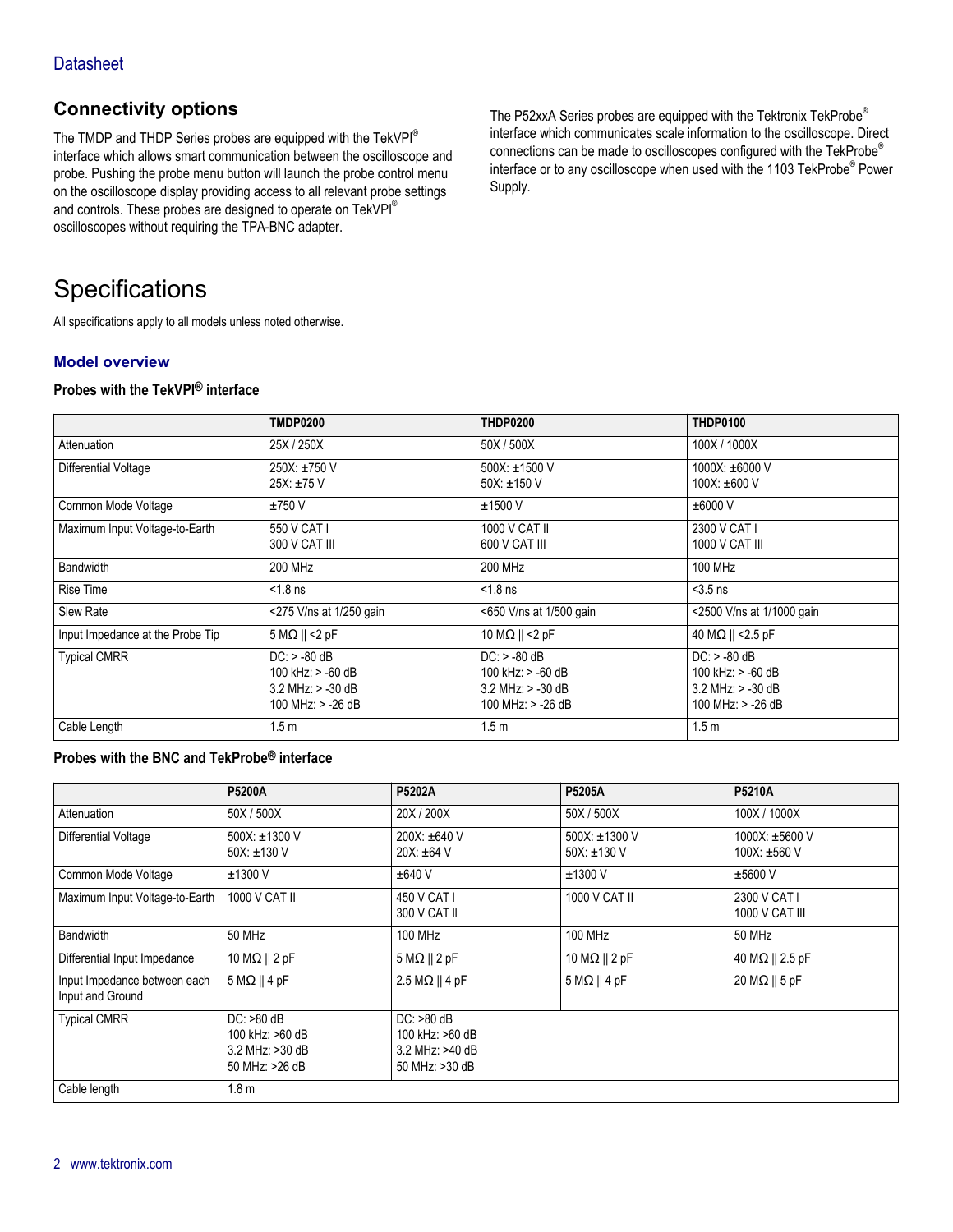## Connectivity options

The TMDP and THDP Series probes are equipped with the TekVPI® interface which allows smart communication between the oscilloscope and probe. Pushing the probe menu button will launch the probe control menu on the oscilloscope display providing access to all relevant probe settings and controls. These probes are designed to operate on TekVPI® oscilloscopes without requiring the TPA-BNC adapter.

The P52xxA Series probes are equipped with the Tektronix TekProbe® interface which communicates scale information to the oscilloscope. Direct connections can be made to oscilloscopes configured with the TekProbe® interface or to any oscilloscope when used with the 1103 TekProbe® Power Supply.

# Specifications

All specifications apply to all models unless noted otherwise.

### Model overview

#### Probes with the TekVPI® interface

| | TMDP0200 | THDP0200 | THDP0100 |
|---|---|---|---|
| Attenuation | 25X / 250X | 50X / 500X | 100X / 1000X |
| Differential Voltage | 250X: ±750 V<br>25X: ±75 V | 500X: ±1500 V<br>50X: ±150 V | 1000X: ±6000 V<br>100X: ±600 V |
| Common Mode Voltage | ±750 V | ±1500 V | ±6000 V |
| Maximum Input Voltage-to-Earth | 550 V CAT I<br>300 V CAT III | 1000 V CAT II<br>600 V CAT III | 2300 V CAT I<br>1000 V CAT III |
| Bandwidth | 200 MHz | 200 MHz | 100 MHz |
| Rise Time | <1.8 ns | <1.8 ns | <3.5 ns |
| Slew Rate | <275 V/ns at 1/250 gain | <650 V/ns at 1/500 gain | <2500 V/ns at 1/1000 gain |
| Input Impedance at the Probe Tip | 5 MΩ \|\| <2 pF | 10 MΩ \|\| <2 pF | 40 MΩ \|\| <2.5 pF |
| Typical CMRR | DC: > -80 dB<br>100 kHz: > -60 dB<br>3.2 MHz: > -30 dB<br>100 MHz: > -26 dB | DC: > -80 dB<br>100 kHz: > -60 dB<br>3.2 MHz: > -30 dB<br>100 MHz: > -26 dB | DC: > -80 dB<br>100 kHz: > -60 dB<br>3.2 MHz: > -30 dB<br>100 MHz: > -26 dB |
| Cable Length | 1.5 m | 1.5 m | 1.5 m |

#### Probes with the BNC and TekProbe® interface

| | P5200A | P5202A | P5205A | P5210A |
|---|---|---|---|---|
| Attenuation | 50X / 500X | 20X / 200X | 50X / 500X | 100X / 1000X |
| Differential Voltage | 500X: ±1300 V<br>50X: ±130 V | 200X: ±640 V<br>20X: ±64 V | 500X: ±1300 V<br>50X: ±130 V | 1000X: ±5600 V<br>100X: ±560 V |
| Common Mode Voltage | ±1300 V | ±640 V | ±1300 V | ±5600 V |
| Maximum Input Voltage-to-Earth | 1000 V CAT II | 450 V CAT I<br>300 V CAT II | 1000 V CAT II | 2300 V CAT I<br>1000 V CAT III |
| Bandwidth | 50 MHz | 100 MHz | 100 MHz | 50 MHz |
| Differential Input Impedance | 10 MΩ \|\| 2 pF | 5 MΩ \|\| 2 pF | 10 MΩ \|\| 2 pF | 40 MΩ \|\| 2.5 pF |
| Input Impedance between each Input and Ground | 5 MΩ \|\| 4 pF | 2.5 MΩ \|\| 4 pF | 5 MΩ \|\| 4 pF | 20 MΩ \|\| 5 pF |
| Typical CMRR | DC: >80 dB<br>100 kHz: >60 dB<br>3.2 MHz: >30 dB<br>50 MHz: >26 dB | DC: >80 dB<br>100 kHz: >60 dB<br>3.2 MHz: >40 dB<br>50 MHz: >30 dB | | |
| Cable length | 1.8 m | | | |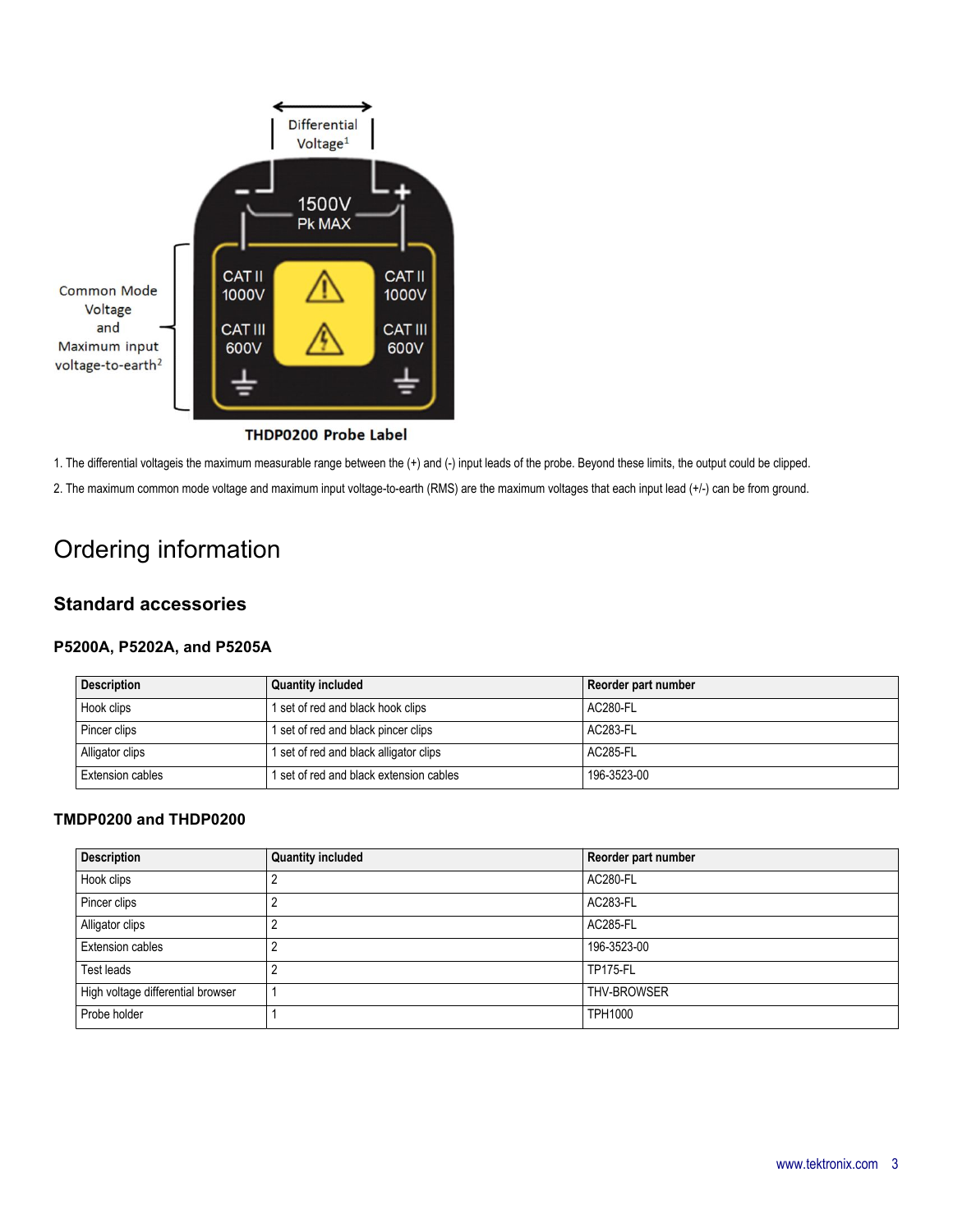THDP0200 Probe Label

1. The differential voltageis the maximum measurable range between the (+) and (-) input leads of the probe. Beyond these limits, the output could be clipped.

2. The maximum common mode voltage and maximum input voltage-to-earth (RMS) are the maximum voltages that each input lead (+/-) can be from ground.

# Ordering information

## Standard accessories

### P5200A, P5202A, and P5205A

| Description | Quantity included | Reorder part number |
| --- | --- | --- |
| Hook clips | 1 set of red and black hook clips | AC280-FL |
| Pincer clips | 1 set of red and black pincer clips | AC283-FL |
| Alligator clips | 1 set of red and black alligator clips | AC285-FL |
| Extension cables | 1 set of red and black extension cables | 196-3523-00 |

### TMDP0200 and THDP0200

| Description | Quantity included | Reorder part number |
| --- | --- | --- |
| Hook clips | 2 | AC280-FL |
| Pincer clips | 2 | AC283-FL |
| Alligator clips | 2 | AC285-FL |
| Extension cables | 2 | 196-3523-00 |
| Test leads | 2 | TP175-FL |
| High voltage differential browser | 1 | THV-BROWSER |
| Probe holder | 1 | TPH1000 |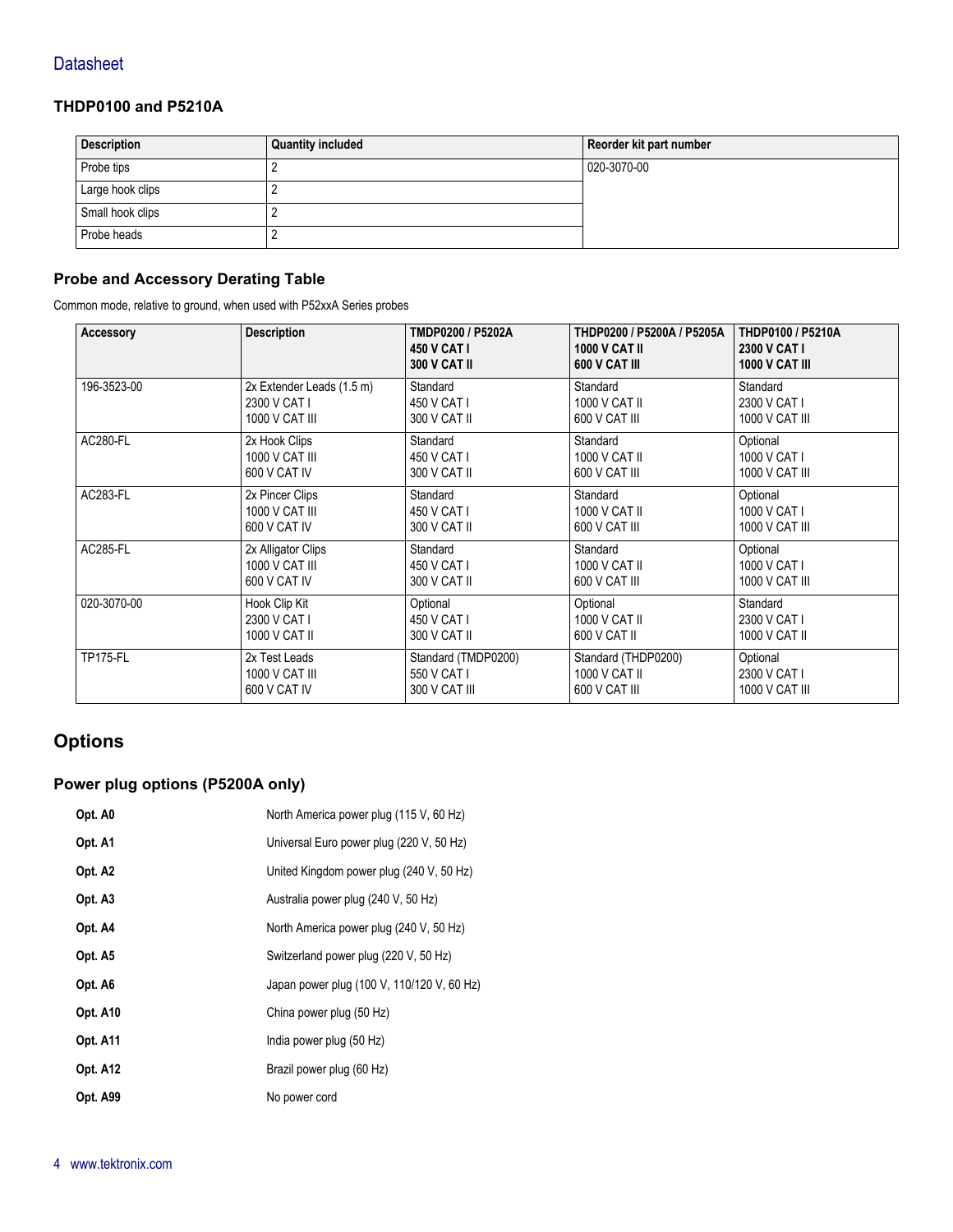### THDP0100 and P5210A

| Description | Quantity included | Reorder kit part number |
|---|---|---|
| Probe tips | 2 | 020-3070-00 |
| Large hook clips | 2 | |
| Small hook clips | 2 | |
| Probe heads | 2 | |

### Probe and Accessory Derating Table

Common mode, relative to ground, when used with P52xxA Series probes

| Accessory | Description | TMDP0200 / P5202A<br>450 V CAT I<br>300 V CAT II | THDP0200 / P5200A / P5205A<br>1000 V CAT II<br>600 V CAT III | THDP0100 / P5210A<br>2300 V CAT I<br>1000 V CAT III |
|---|---|---|---|---|
| 196-3523-00 | 2x Extender Leads (1.5 m)<br>2300 V CAT I<br>1000 V CAT III | Standard<br>450 V CAT I<br>300 V CAT II | Standard<br>1000 V CAT II<br>600 V CAT III | Standard<br>2300 V CAT I<br>1000 V CAT III |
| AC280-FL | 2x Hook Clips<br>1000 V CAT III<br>600 V CAT IV | Standard<br>450 V CAT I<br>300 V CAT II | Standard<br>1000 V CAT II<br>600 V CAT III | Optional<br>1000 V CAT I<br>1000 V CAT III |
| AC283-FL | 2x Pincer Clips<br>1000 V CAT III<br>600 V CAT IV | Standard<br>450 V CAT I<br>300 V CAT II | Standard<br>1000 V CAT II<br>600 V CAT III | Optional<br>1000 V CAT I<br>1000 V CAT III |
| AC285-FL | 2x Alligator Clips<br>1000 V CAT III<br>600 V CAT IV | Standard<br>450 V CAT I<br>300 V CAT II | Standard<br>1000 V CAT II<br>600 V CAT III | Optional<br>1000 V CAT I<br>1000 V CAT III |
| 020-3070-00 | Hook Clip Kit<br>2300 V CAT I<br>1000 V CAT II | Optional<br>450 V CAT I<br>300 V CAT II | Optional<br>1000 V CAT II<br>600 V CAT II | Standard<br>2300 V CAT I<br>1000 V CAT II |
| TP175-FL | 2x Test Leads<br>1000 V CAT III<br>600 V CAT IV | Standard (TMDP0200)<br>550 V CAT I<br>300 V CAT III | Standard (THDP0200)<br>1000 V CAT II<br>600 V CAT III | Optional<br>2300 V CAT I<br>1000 V CAT III |

## Options

### Power plug options (P5200A only)

| | |
|---|---|
| **Opt. A0** | North America power plug (115 V, 60 Hz) |
| **Opt. A1** | Universal Euro power plug (220 V, 50 Hz) |
| **Opt. A2** | United Kingdom power plug (240 V, 50 Hz) |
| **Opt. A3** | Australia power plug (240 V, 50 Hz) |
| **Opt. A4** | North America power plug (240 V, 50 Hz) |
| **Opt. A5** | Switzerland power plug (220 V, 50 Hz) |
| **Opt. A6** | Japan power plug (100 V, 110/120 V, 60 Hz) |
| **Opt. A10** | China power plug (50 Hz) |
| **Opt. A11** | India power plug (50 Hz) |
| **Opt. A12** | Brazil power plug (60 Hz) |
| **Opt. A99** | No power cord |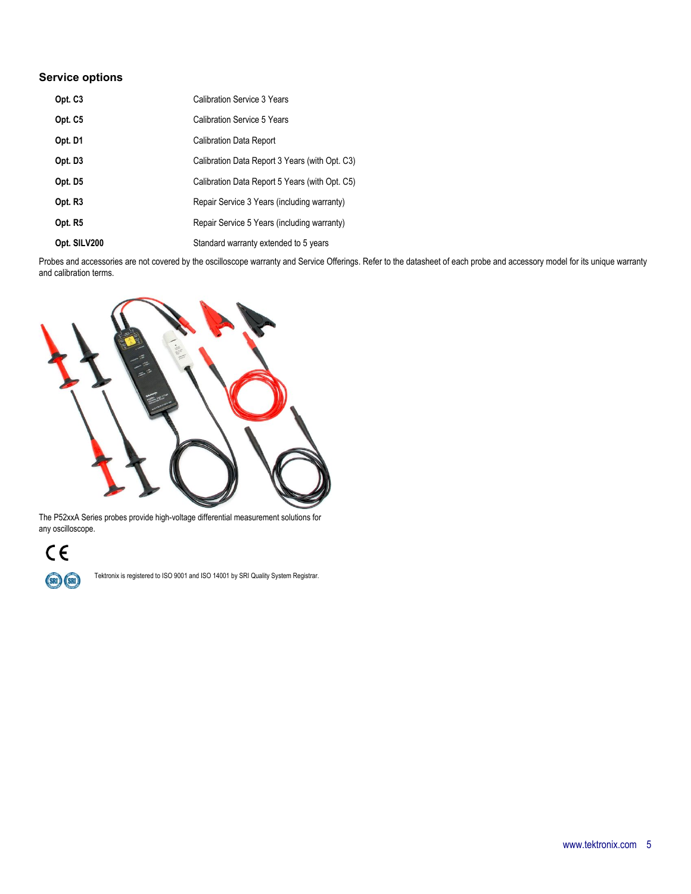## Service options

| | |
|---|---|
| **Opt. C3** | Calibration Service 3 Years |
| **Opt. C5** | Calibration Service 5 Years |
| **Opt. D1** | Calibration Data Report |
| **Opt. D3** | Calibration Data Report 3 Years (with Opt. C3) |
| **Opt. D5** | Calibration Data Report 5 Years (with Opt. C5) |
| **Opt. R3** | Repair Service 3 Years (including warranty) |
| **Opt. R5** | Repair Service 5 Years (including warranty) |
| **Opt. SILV200** | Standard warranty extended to 5 years |

Probes and accessories are not covered by the oscilloscope warranty and Service Offerings. Refer to the datasheet of each probe and accessory model for its unique warranty and calibration terms.

The P52xxA Series probes provide high-voltage differential measurement solutions for any oscilloscope.

Tektronix is registered to ISO 9001 and ISO 14001 by SRI Quality System Registrar.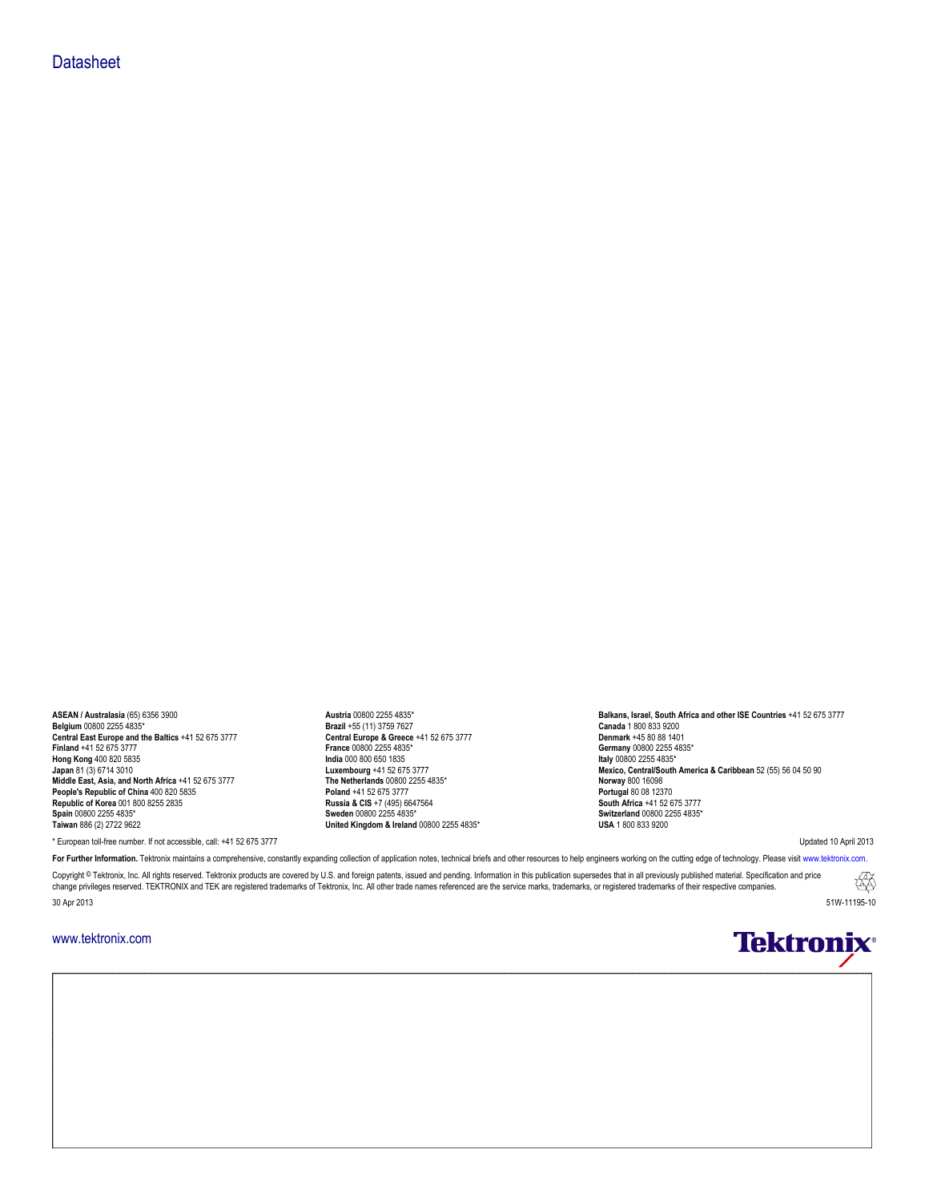**ASEAN / Australasia** (65) 6356 3900
**Belgium** 00800 2255 4835*
**Central East Europe and the Baltics** +41 52 675 3777
**Finland** +41 52 675 3777
**Hong Kong** 400 820 5835
**Japan** 81 (3) 6714 3010
**Middle East, Asia, and North Africa** +41 52 675 3777
**People's Republic of China** 400 820 5835
**Republic of Korea** 001 800 8255 2835
**Spain** 00800 2255 4835*
**Taiwan** 886 (2) 2722 9622

**Austria** 00800 2255 4835*
**Brazil** +55 (11) 3759 7627
**Central Europe & Greece** +41 52 675 3777
**France** 00800 2255 4835*
**India** 000 800 650 1835
**Luxembourg** +41 52 675 3777
**The Netherlands** 00800 2255 4835*
**Poland** +41 52 675 3777
**Russia & CIS** +7 (495) 6647564
**Sweden** 00800 2255 4835*
**United Kingdom & Ireland** 00800 2255 4835*

**Balkans, Israel, South Africa and other ISE Countries** +41 52 675 3777
**Canada** 1 800 833 9200
**Denmark** +45 80 88 1401
**Germany** 00800 2255 4835*
**Italy** 00800 2255 4835*
**Mexico, Central/South America & Caribbean** 52 (55) 56 04 50 90
**Norway** 800 16098
**Portugal** 80 08 12370
**South Africa** +41 52 675 3777
**Switzerland** 00800 2255 4835*
**USA** 1 800 833 9200

* European toll-free number. If not accessible, call: +41 52 675 3777

Updated 10 April 2013

**For Further Information.** Tektronix maintains a comprehensive, constantly expanding collection of application notes, technical briefs and other resources to help engineers working on the cutting edge of technology. Please visit www.tektronix.com.

Copyright © Tektronix, Inc. All rights reserved. Tektronix products are covered by U.S. and foreign patents, issued and pending. Information in this publication supersedes that in all previously published material. Specification and price change privileges reserved. TEKTRONIX and TEK are registered trademarks of Tektronix, Inc. All other trade names referenced are the service marks, trademarks, or registered trademarks of their respective companies.

30 Apr 2013

51W-11195-10

www.tektronix.com

Tektronix®